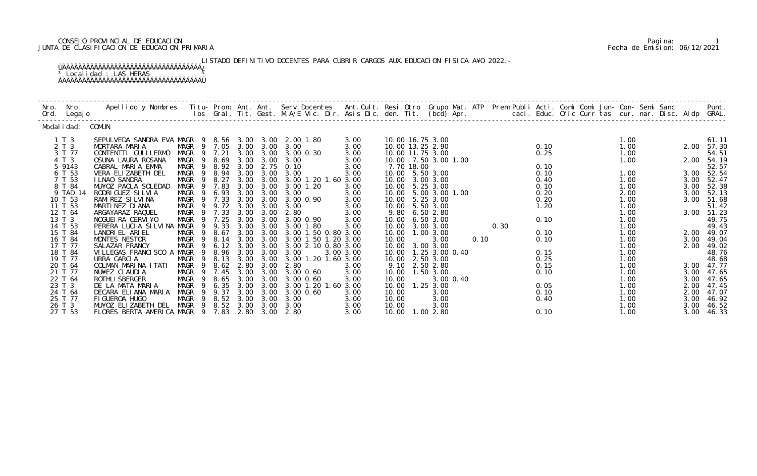CONSEJO PROVINCIAL DE EDUCACION
JUNTA DE CLASIFICACION DE EDUCACION PRIMARIA

Pagina: 1
Fecha de Emision: 06/12/2021

LISTADO DEFINITIVO DOCENTES PARA CUBRIR CARGOS AUX.EDUCACION FISICA A¥O 2022.-

Localidad : LAS HERAS

| Nro. Ord. | Nro. Legajo | Apellido y Nombres | Titu-los | Prom. Gral. | Ant. Tit. | Ant. Gest. | Serv.Docentes M.A/E Vic. Dir. | Ant.Cult. Asis Dic. | Resi den. | Otro Tit. | Grupo Mat. (bcd) | ATP Apr. | Prem caci. | Publi Educ. | Acti. Ofic | Comi Curr | Comi tas | Jun- cur. | Con- nar. | Semi Disc. | Sanc Aldp | Punt. GRAL. |
|---|---|---|---|---|---|---|---|---|---|---|---|---|---|---|---|---|---|---|---|---|---|---|
| Modalidad: | COMUN | | | | | | | | | | | | | | | | | | | | | |
| 1 | T 3 | SEPULVEDA SANDRA EVA | MAGR 9 | 8.56 | 3.00 | 3.00 | 2.00 1.80 | 3.00 | 10.00 | 16.75 | 3.00 | | | | | | | 1.00 | | | | 61.11 |
| 2 | T 3 | MORTARA MARIA | MAGR 9 | 7.05 | 3.00 | 3.00 | 3.00 | 3.00 | 10.00 | 13.25 | 2.90 | | | | 0.10 | | | 1.00 | | | 2.00 | 57.30 |
| 3 | T 77 | CONTENTTI GUILLERMO | MAGR 9 | 7.21 | 3.00 | 3.00 | 3.00 0.30 | 3.00 | 10.00 | 11.75 | 3.00 | | | | 0.25 | | | 1.00 | | | | 54.51 |
| 4 | T 3 | OSUNA LAURA ROSANA | MAGR 9 | 8.69 | 3.00 | 3.00 | 3.00 | 3.00 | 10.00 | 7.50 | 3.00 1.00 | | | | | | | 1.00 | | | 2.00 | 54.19 |
| 5 | 9143 | CABRAL MARIA EMMA | MAGR 9 | 8.92 | 3.00 | 2.75 | 0.10 | 3.00 | 7.70 | 18.00 | | | | | 0.10 | | | | | | | 52.57 |
| 6 | T 53 | VERA ELIZABETH DEL | MAGR 9 | 8.94 | 3.00 | 3.00 | 3.00 | 3.00 | 10.00 | 5.50 | 3.00 | | | | 0.10 | | | 1.00 | | | 3.00 | 52.54 |
| 7 | T 53 | ILNAO SANDRA | MAGR 9 | 8.27 | 3.00 | 3.00 | 3.00 1.20 1.60 | 3.00 | 10.00 | 3.00 | 3.00 | | | | 0.40 | | | 1.00 | | | 3.00 | 52.47 |
| 8 | T 84 | MU¥OZ PAOLA SOLEDAD | MAGR 9 | 7.83 | 3.00 | 3.00 | 3.00 1.20 | 3.00 | 10.00 | 5.25 | 3.00 | | | | 0.10 | | | 1.00 | | | 3.00 | 52.38 |
| 9 | TAD 14 | RODRIGUEZ SILVIA | MAGR 9 | 6.93 | 3.00 | 3.00 | 3.00 | 3.00 | 10.00 | 5.00 | 3.00 1.00 | | | | 0.20 | | | 2.00 | | | 3.00 | 52.13 |
| 10 | T 53 | RAMIREZ SILVINA | MAGR 9 | 7.33 | 3.00 | 3.00 | 3.00 0.90 | 3.00 | 10.00 | 5.25 | 3.00 | | | | 0.20 | | | 1.00 | | | 3.00 | 51.68 |
| 11 | T 53 | MARTINEZ DIANA | MAGR 9 | 9.72 | 3.00 | 3.00 | 3.00 | 3.00 | 10.00 | 5.50 | 3.00 | | | | 1.20 | | | 1.00 | | | | 51.42 |
| 12 | T 64 | ARGA¥ARAZ RAQUEL | MAGR 9 | 7.33 | 3.00 | 3.00 | 2.80 | 3.00 | 9.80 | 6.50 | 2.80 | | | | | | | 1.00 | | | 3.00 | 51.23 |
| 13 | T 3 | NOGUEIRA CERVI¥O | MAGR 9 | 7.25 | 3.00 | 3.00 | 3.00 0.90 | 3.00 | 10.00 | 6.50 | 3.00 | | | | 0.10 | | | 1.00 | | | | 49.75 |
| 14 | T 53 | PERERA LUCIA SILVINA | MAGR 9 | 9.33 | 3.00 | 3.00 | 3.00 1.80 | 3.00 | 10.00 | 3.00 | 3.00 | | 0.30 | | | | | 1.00 | | | | 49.43 |
| 15 | T 84 | LANDRIEL ARIEL | MAGR 9 | 8.67 | 3.00 | 3.00 | 3.00 1.50 0.80 | 3.00 | 10.00 | 1.00 | 3.00 | | | | 0.10 | | | 1.00 | | | 2.00 | 49.07 |
| 16 | T 84 | MONTES NESTOR | MAGR 9 | 8.14 | 3.00 | 3.00 | 3.00 1.50 1.20 | 3.00 | 10.00 | | 3.00 | 0.10 | | | 0.10 | | | 1.00 | | | 3.00 | 49.04 |
| 17 | T 77 | SALAZAR FRANCY | MAGR 9 | 6.12 | 3.00 | 3.00 | 3.00 2.10 0.80 | 3.00 | 10.00 | 3.00 | 3.00 | | | | | | | 1.00 | | | 2.00 | 49.02 |
| 18 | T 84 | VILLEGAS FRANCISCO A | MAGR 9 | 8.96 | 3.00 | 3.00 | 3.00 | 3.00 3.00 | 10.00 | 1.25 | 3.00 0.40 | | | | 0.15 | | | 1.00 | | | | 48.76 |
| 19 | T 77 | URRA GARCIA | MAGR 9 | 8.13 | 3.00 | 3.00 | 3.00 1.20 1.60 | 3.00 | 10.00 | 2.50 | 3.00 | | | | 0.25 | | | 1.00 | | | | 48.68 |
| 20 | T 64 | COLMAN MARINA ITATI | MAGR 9 | 8.62 | 2.80 | 3.00 | 2.80 | 3.00 | 9.10 | 2.50 | 2.80 | | | | 0.15 | | | 1.00 | | | 3.00 | 47.77 |
| 21 | T 77 | NU¥EZ CLAUDIA | MAGR 9 | 7.45 | 3.00 | 3.00 | 3.00 0.60 | 3.00 | 10.00 | 1.50 | 3.00 | | | | 0.10 | | | 1.00 | | | 3.00 | 47.65 |
| 22 | T 64 | ROTHLISBERGER | MAGR 9 | 8.65 | 3.00 | 3.00 | 3.00 0.60 | 3.00 | 10.00 | | 3.00 0.40 | | | | | | | 1.00 | | | 3.00 | 47.65 |
| 23 | T 3 | DE LA MATA MARIA | MAGR 9 | 6.35 | 3.00 | 3.00 | 3.00 1.20 1.60 | 3.00 | 10.00 | 1.25 | 3.00 | | | | 0.05 | | | 1.00 | | | 2.00 | 47.45 |
| 24 | T 64 | DECARA ELIANA MARIA | MAGR 9 | 9.37 | 3.00 | 3.00 | 3.00 0.60 | 3.00 | 10.00 | | 3.00 | | | | 0.10 | | | 1.00 | | | 2.00 | 47.07 |
| 25 | T 77 | FIGUEROA HUGO | MAGR 9 | 8.52 | 3.00 | 3.00 | 3.00 | 3.00 | 10.00 | | 3.00 | | | | 0.40 | | | 1.00 | | | 3.00 | 46.92 |
| 26 | T 3 | MU¥OZ ELIZABETH DEL | MAGR 9 | 8.52 | 3.00 | 3.00 | 3.00 | 3.00 | 10.00 | | 3.00 | | | | | | | 1.00 | | | 3.00 | 46.52 |
| 27 | T 53 | FLORES BERTA AMERICA | MAGR 9 | 7.83 | 2.80 | 3.00 | 2.80 | 3.00 | 10.00 | 1.00 | 2.80 | | | | 0.10 | | | 1.00 | | | 3.00 | 46.33 |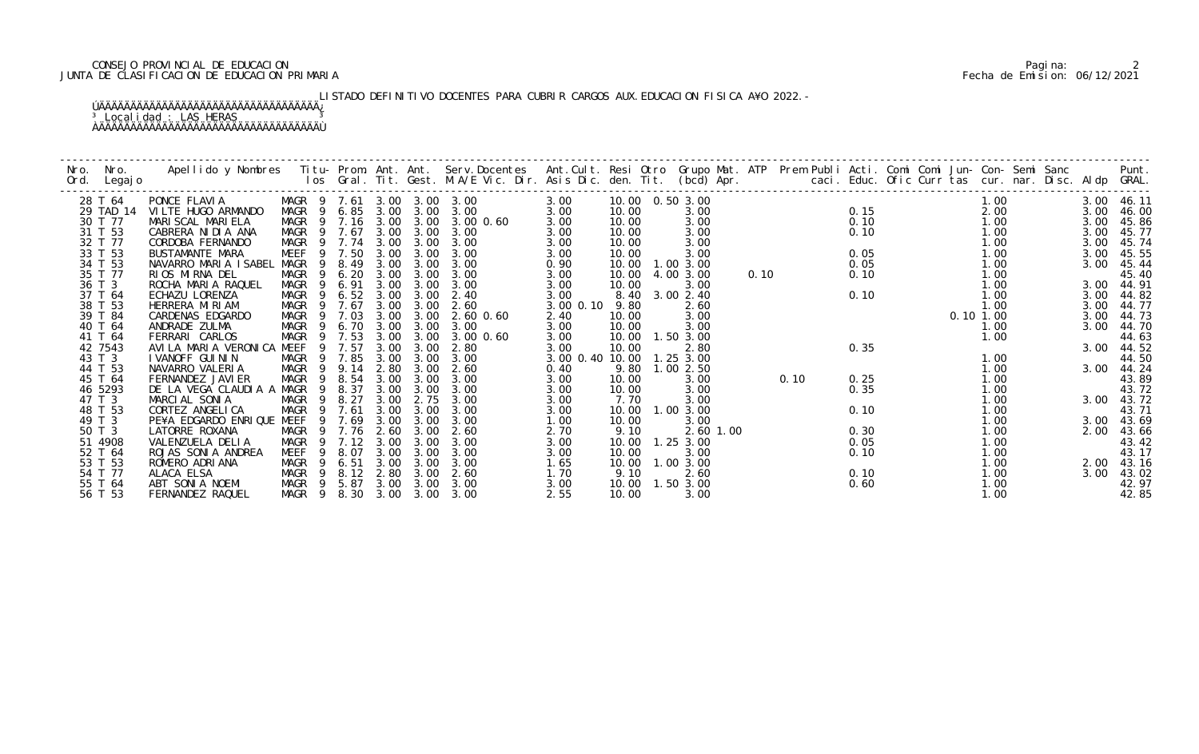CONSEJO PROVINCIAL DE EDUCACION
JUNTA DE CLASIFICACION DE EDUCACION PRIMARIA

Fecha de Emision: 06/12/2021

LISTADO DEFINITIVO DOCENTES PARA CUBRIR CARGOS AUX.EDUCACION FISICA A¥O 2022.-

Localidad : LAS HERAS

| Nro. Ord. | Nro. Legajo | Apellido y Nombres | Titu-los | Prom. Gral. | Ant. Tit. | Ant. Gest. | Serv.Docentes M.A/E Vic. Dir. | Ant.Cult. Asis Dic. | Resi den. | Otro Tit. | Grupo Mat. (bcd) | ATP Apr. | Prem | Publi caci. | Acti. Educ. | Comi Ofic | Comi Curr | Jun-tas | Con-cur. | Semi nar. | Sanc Disc. | Aldp | Punt. GRAL. |
|---|---|---|---|---|---|---|---|---|---|---|---|---|---|---|---|---|---|---|---|---|---|---|---|
| 28 | T 64 | PONCE FLAVIA | MAGR 9 | 7.61 | 3.00 | 3.00 | 3.00 | 3.00 | 10.00 | 0.50 | 3.00 | | | | | | | | 1.00 | | | 3.00 | 46.11 |
| 29 | TAD 14 | VILTE HUGO ARMANDO | MAGR 9 | 6.85 | 3.00 | 3.00 | 3.00 | 3.00 | 10.00 | | 3.00 | | | | 0.15 | | | | 2.00 | | | 3.00 | 46.00 |
| 30 | T 77 | MARISCAL MARIELA | MAGR 9 | 7.16 | 3.00 | 3.00 | 3.00 0.60 | 3.00 | 10.00 | | 3.00 | | | | 0.10 | | | | 1.00 | | | 3.00 | 45.86 |
| 31 | T 53 | CABRERA NIDIA ANA | MAGR 9 | 7.67 | 3.00 | 3.00 | 3.00 | 3.00 | 10.00 | | 3.00 | | | | 0.10 | | | | 1.00 | | | 3.00 | 45.77 |
| 32 | T 77 | CORDOBA FERNANDO | MAGR 9 | 7.74 | 3.00 | 3.00 | 3.00 | 3.00 | 10.00 | | 3.00 | | | | | | | | 1.00 | | | 3.00 | 45.74 |
| 33 | T 53 | BUSTAMANTE MARA | MEEF 9 | 7.50 | 3.00 | 3.00 | 3.00 | 3.00 | 10.00 | | 3.00 | | | | 0.05 | | | | 1.00 | | | 3.00 | 45.55 |
| 34 | T 53 | NAVARRO MARIA ISABEL | MAGR 9 | 8.49 | 3.00 | 3.00 | 3.00 | 0.90 | 10.00 | 1.00 | 3.00 | | | | 0.05 | | | | 1.00 | | | 3.00 | 45.44 |
| 35 | T 77 | RIOS MIRNA DEL | MAGR 9 | 6.20 | 3.00 | 3.00 | 3.00 | 3.00 | 10.00 | 4.00 | 3.00 | | 0.10 | | 0.10 | | | | 1.00 | | | | 45.40 |
| 36 | T 3 | ROCHA MARIA RAQUEL | MAGR 9 | 6.91 | 3.00 | 3.00 | 3.00 | 3.00 | 10.00 | | 3.00 | | | | | | | | 1.00 | | | 3.00 | 44.91 |
| 37 | T 64 | ECHAZU LORENZA | MAGR 9 | 6.52 | 3.00 | 3.00 | 2.40 | 3.00 | 8.40 | 3.00 | 2.40 | | | | 0.10 | | | | 1.00 | | | 3.00 | 44.82 |
| 38 | T 53 | HERRERA MIRIAM | MAGR 9 | 7.67 | 3.00 | 3.00 | 2.60 | 3.00 0.10 | 9.80 | | 2.60 | | | | | | | | 1.00 | | | 3.00 | 44.77 |
| 39 | T 84 | CARDENAS EDGARDO | MAGR 9 | 7.03 | 3.00 | 3.00 | 2.60 0.60 | 2.40 | 10.00 | | 3.00 | | | | | | | 0.10 | 1.00 | | | 3.00 | 44.73 |
| 40 | T 64 | ANDRADE ZULMA | MAGR 9 | 6.70 | 3.00 | 3.00 | 3.00 | 3.00 | 10.00 | | 3.00 | | | | | | | | 1.00 | | | 3.00 | 44.70 |
| 41 | T 64 | FERRARI CARLOS | MAGR 9 | 7.53 | 3.00 | 3.00 | 3.00 0.60 | 3.00 | 10.00 | 1.50 | 3.00 | | | | | | | | 1.00 | | | | 44.63 |
| 42 | 7543 | AVILA MARIA VERONICA | MEEF 9 | 7.57 | 3.00 | 3.00 | 2.80 | 3.00 | 10.00 | | 2.80 | | | | 0.35 | | | | | | | 3.00 | 44.52 |
| 43 | T 3 | IVANOFF GUININ | MAGR 9 | 7.85 | 3.00 | 3.00 | 3.00 | 3.00 0.40 | 10.00 | 1.25 | 3.00 | | | | | | | | 1.00 | | | | 44.50 |
| 44 | T 53 | NAVARRO VALERIA | MAGR 9 | 9.14 | 2.80 | 3.00 | 2.60 | 0.40 | 9.80 | 1.00 | 2.50 | | | | | | | | 1.00 | | | 3.00 | 44.24 |
| 45 | T 64 | FERNANDEZ JAVIER | MAGR 9 | 8.54 | 3.00 | 3.00 | 3.00 | 3.00 | 10.00 | | 3.00 | | | 0.10 | 0.25 | | | | 1.00 | | | | 43.89 |
| 46 | 5293 | DE LA VEGA CLAUDIA A | MAGR 9 | 8.37 | 3.00 | 3.00 | 3.00 | 3.00 | 10.00 | | 3.00 | | | | 0.35 | | | | 1.00 | | | | 43.72 |
| 47 | T 3 | MARCIAL SONIA | MAGR 9 | 8.27 | 3.00 | 2.75 | 3.00 | 3.00 | 7.70 | | 3.00 | | | | | | | | 1.00 | | | 3.00 | 43.72 |
| 48 | T 53 | CORTEZ ANGELICA | MAGR 9 | 7.61 | 3.00 | 3.00 | 3.00 | 3.00 | 10.00 | 1.00 | 3.00 | | | | 0.10 | | | | 1.00 | | | | 43.71 |
| 49 | T 3 | PE¥A EDGARDO ENRIQUE | MEEF 9 | 7.69 | 3.00 | 3.00 | 3.00 | 1.00 | 10.00 | | 3.00 | | | | | | | | 1.00 | | | 3.00 | 43.69 |
| 50 | T 3 | LATORRE ROXANA | MAGR 9 | 7.76 | 2.60 | 3.00 | 2.60 | 2.70 | 9.10 | | 2.60 | 1.00 | | | 0.30 | | | | 1.00 | | | 2.00 | 43.66 |
| 51 | 4908 | VALENZUELA DELIA | MAGR 9 | 7.12 | 3.00 | 3.00 | 3.00 | 3.00 | 10.00 | 1.25 | 3.00 | | | | 0.05 | | | | 1.00 | | | | 43.42 |
| 52 | T 64 | ROJAS SONIA ANDREA | MEEF 9 | 8.07 | 3.00 | 3.00 | 3.00 | 3.00 | 10.00 | | 3.00 | | | | 0.10 | | | | 1.00 | | | | 43.17 |
| 53 | T 53 | ROMERO ADRIANA | MAGR 9 | 6.51 | 3.00 | 3.00 | 3.00 | 1.65 | 10.00 | 1.00 | 3.00 | | | | | | | | 1.00 | | | 2.00 | 43.16 |
| 54 | T 77 | ALACA ELSA | MAGR 9 | 8.12 | 2.80 | 3.00 | 2.60 | 1.70 | 9.10 | | 2.60 | | | | 0.10 | | | | 1.00 | | | 3.00 | 43.02 |
| 55 | T 64 | ABT SONIA NOEMI | MAGR 9 | 5.87 | 3.00 | 3.00 | 3.00 | 3.00 | 10.00 | 1.50 | 3.00 | | | | 0.60 | | | | 1.00 | | | | 42.97 |
| 56 | T 53 | FERNANDEZ RAQUEL | MAGR 9 | 8.30 | 3.00 | 3.00 | 3.00 | 2.55 | 10.00 | | 3.00 | | | | | | | | 1.00 | | | | 42.85 |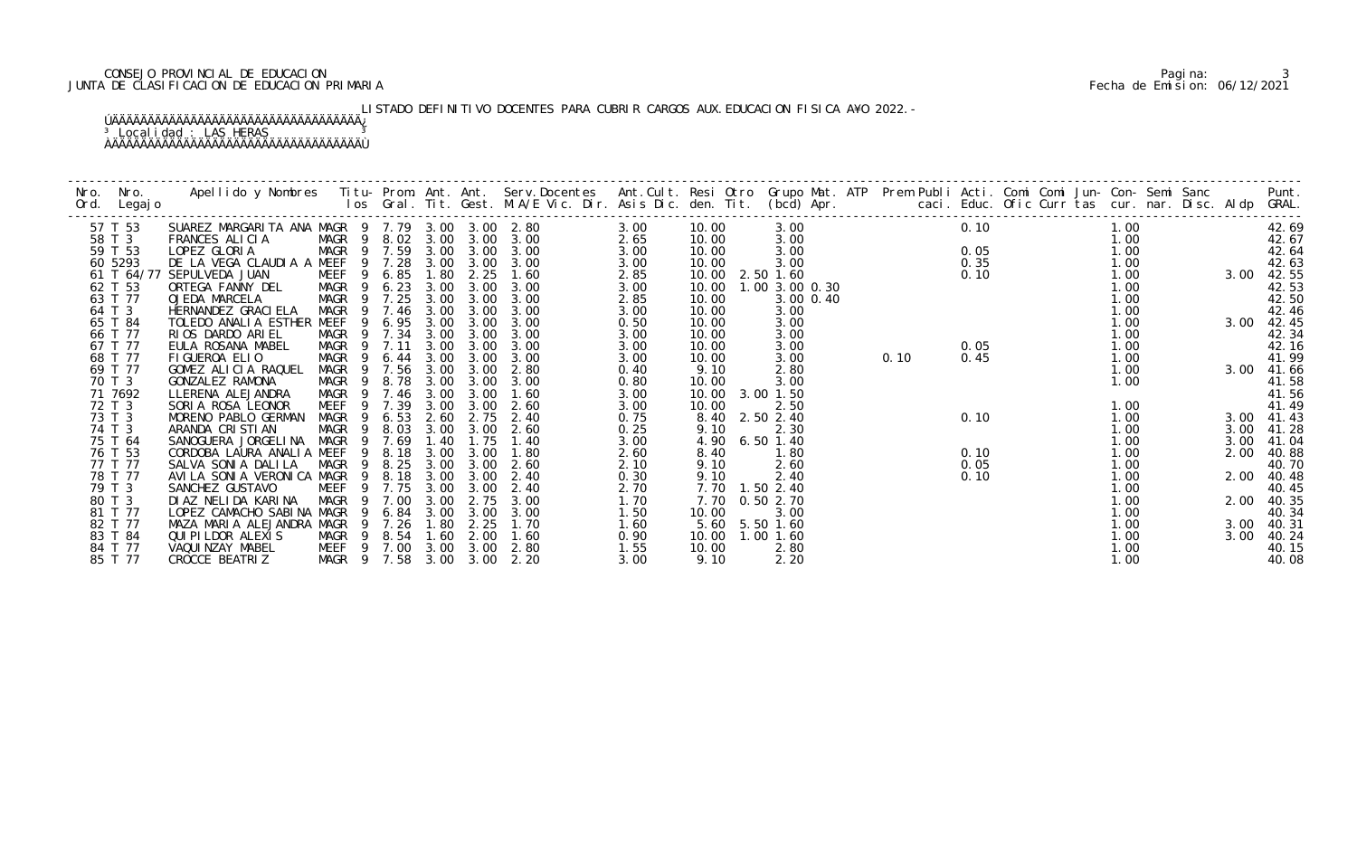CONSEJO PROVINCIAL DE EDUCACION
JUNTA DE CLASIFICACION DE EDUCACION PRIMARIA

Fecha de Emision: 06/12/2021

LISTADO DEFINITIVO DOCENTES PARA CUBRIR CARGOS AUX.EDUCACION FISICA A¥O 2022.-

Localidad : LAS HERAS

| Nro. Ord. | Nro. Legajo | Apellido y Nombres | Titu- los | Prom. Gral. | Ant. Tit. | Ant. Gest. | Serv.Docentes M.A/E Vic. Dir. | Ant.Cult. Asis Dic. | Resi den. | Otro Tit. | Grupo Mat. (bcd) | ATP Apr. | Prem caci. | Publi Educ. | Acti. Ofic | Comi Curr | Comi tas | Jun- cur. | Con- nar. | Semi Disc. | Sanc Aldp | Punt. GRAL. |
|---|---|---|---|---|---|---|---|---|---|---|---|---|---|---|---|---|---|---|---|---|---|---|
| 57 | T 53 | SUAREZ MARGARITA ANA | MAGR 9 | 7.79 | 3.00 | 3.00 | 2.80 | 3.00 | 10.00 | | 3.00 | | | 0.10 | | | | 1.00 | | | | 42.69 |
| 58 | T 3 | FRANCES ALICIA | MAGR 9 | 8.02 | 3.00 | 3.00 | 3.00 | 2.65 | 10.00 | | 3.00 | | | | | | | 1.00 | | | | 42.67 |
| 59 | T 53 | LOPEZ GLORIA | MAGR 9 | 7.59 | 3.00 | 3.00 | 3.00 | 3.00 | 10.00 | | 3.00 | | | 0.05 | | | | 1.00 | | | | 42.64 |
| 60 | 5293 | DE LA VEGA CLAUDIA A | MEEF 9 | 7.28 | 3.00 | 3.00 | 3.00 | 3.00 | 10.00 | | 3.00 | | | 0.35 | | | | 1.00 | | | | 42.63 |
| 61 | T 64/77 | SEPULVEDA JUAN | MEEF 9 | 6.85 | 1.80 | 2.25 | 1.60 | 2.85 | 10.00 | 2.50 | 1.60 | | | 0.10 | | | | 1.00 | | | 3.00 | 42.55 |
| 62 | T 53 | ORTEGA FANNY DEL | MAGR 9 | 6.23 | 3.00 | 3.00 | 3.00 | 3.00 | 10.00 | 1.00 | 3.00 0.30 | | | | | | | 1.00 | | | | 42.53 |
| 63 | T 77 | OJEDA MARCELA | MAGR 9 | 7.25 | 3.00 | 3.00 | 3.00 | 2.85 | 10.00 | | 3.00 0.40 | | | | | | | 1.00 | | | | 42.50 |
| 64 | T 3 | HERNANDEZ GRACIELA | MAGR 9 | 7.46 | 3.00 | 3.00 | 3.00 | 3.00 | 10.00 | | 3.00 | | | | | | | 1.00 | | | | 42.46 |
| 65 | T 84 | TOLEDO ANALIA ESTHER | MEEF 9 | 6.95 | 3.00 | 3.00 | 3.00 | 0.50 | 10.00 | | 3.00 | | | | | | | 1.00 | | | 3.00 | 42.45 |
| 66 | T 77 | RIOS DARDO ARIEL | MAGR 9 | 7.34 | 3.00 | 3.00 | 3.00 | 3.00 | 10.00 | | 3.00 | | | | | | | 1.00 | | | | 42.34 |
| 67 | T 77 | EULA ROSANA MABEL | MAGR 9 | 7.11 | 3.00 | 3.00 | 3.00 | 3.00 | 10.00 | | 3.00 | | | 0.05 | | | | 1.00 | | | | 42.16 |
| 68 | T 77 | FIGUEROA ELIO | MAGR 9 | 6.44 | 3.00 | 3.00 | 3.00 | 3.00 | 10.00 | | 3.00 | | 0.10 | 0.45 | | | | 1.00 | | | | 41.99 |
| 69 | T 77 | GOMEZ ALICIA RAQUEL | MAGR 9 | 7.56 | 3.00 | 3.00 | 2.80 | 0.40 | 9.10 | | 2.80 | | | | | | | 1.00 | | | 3.00 | 41.66 |
| 70 | T 3 | GONZALEZ RAMONA | MAGR 9 | 8.78 | 3.00 | 3.00 | 3.00 | 0.80 | 10.00 | | 3.00 | | | | | | | 1.00 | | | | 41.58 |
| 71 | 7692 | LLERENA ALEJANDRA | MAGR 9 | 7.46 | 3.00 | 3.00 | 1.60 | 3.00 | 10.00 | 3.00 | 1.50 | | | | | | | | | | | 41.56 |
| 72 | T 3 | SORIA ROSA LEONOR | MEEF 9 | 7.39 | 3.00 | 3.00 | 2.60 | 3.00 | 10.00 | | 2.50 | | | | | | | 1.00 | | | | 41.49 |
| 73 | T 3 | MORENO PABLO GERMAN | MAGR 9 | 6.53 | 2.60 | 2.75 | 2.40 | 0.75 | 8.40 | 2.50 | 2.40 | | | 0.10 | | | | 1.00 | | | 3.00 | 41.43 |
| 74 | T 3 | ARANDA CRISTIAN | MAGR 9 | 8.03 | 3.00 | 3.00 | 2.60 | 0.25 | 9.10 | | 2.30 | | | | | | | 1.00 | | | 3.00 | 41.28 |
| 75 | T 64 | SANOGUERA JORGELINA | MAGR 9 | 7.69 | 1.40 | 1.75 | 1.40 | 3.00 | 4.90 | 6.50 | 1.40 | | | | | | | 1.00 | | | 3.00 | 41.04 |
| 76 | T 53 | CORDOBA LAURA ANALIA | MEEF 9 | 8.18 | 3.00 | 3.00 | 1.80 | 2.60 | 8.40 | | 1.80 | | | 0.10 | | | | 1.00 | | | 2.00 | 40.88 |
| 77 | T 77 | SALVA SONIA DALILA | MAGR 9 | 8.25 | 3.00 | 3.00 | 2.60 | 2.10 | 9.10 | | 2.60 | | | 0.05 | | | | 1.00 | | | | 40.70 |
| 78 | T 77 | AVILA SONIA VERONICA | MAGR 9 | 8.18 | 3.00 | 3.00 | 2.40 | 0.30 | 9.10 | | 2.40 | | | 0.10 | | | | 1.00 | | | 2.00 | 40.48 |
| 79 | T 3 | SANCHEZ GUSTAVO | MEEF 9 | 7.75 | 3.00 | 3.00 | 2.40 | 2.70 | 7.70 | 1.50 | 2.40 | | | | | | | 1.00 | | | | 40.45 |
| 80 | T 3 | DIAZ NELIDA KARINA | MAGR 9 | 7.00 | 3.00 | 2.75 | 3.00 | 1.70 | 7.70 | 0.50 | 2.70 | | | | | | | 1.00 | | | 2.00 | 40.35 |
| 81 | T 77 | LOPEZ CAMACHO SABINA | MAGR 9 | 6.84 | 3.00 | 3.00 | 3.00 | 1.50 | 10.00 | | 3.00 | | | | | | | 1.00 | | | | 40.34 |
| 82 | T 77 | MAZA MARIA ALEJANDRA | MAGR 9 | 7.26 | 1.80 | 2.25 | 1.70 | 1.60 | 5.60 | 5.50 | 1.60 | | | | | | | 1.00 | | | 3.00 | 40.31 |
| 83 | T 84 | QUIPILDOR ALEXIS | MAGR 9 | 8.54 | 1.60 | 2.00 | 1.60 | 0.90 | 10.00 | 1.00 | 1.60 | | | | | | | 1.00 | | | 3.00 | 40.24 |
| 84 | T 77 | VAQUINZAY MABEL | MEEF 9 | 7.00 | 3.00 | 3.00 | 2.80 | 1.55 | 10.00 | | 2.80 | | | | | | | 1.00 | | | | 40.15 |
| 85 | T 77 | CROCCE BEATRIZ | MAGR 9 | 7.58 | 3.00 | 3.00 | 2.20 | 3.00 | 9.10 | | 2.20 | | | | | | | 1.00 | | | | 40.08 |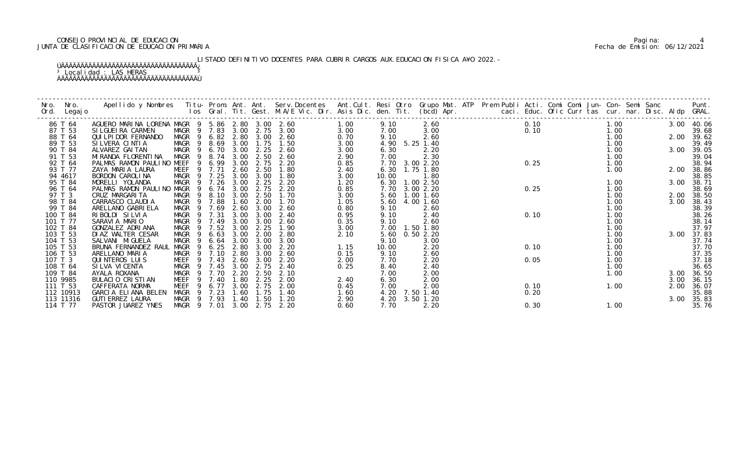CONSEJO PROVINCIAL DE EDUCACION
JUNTA DE CLASIFICACION DE EDUCACION PRIMARIA

Fecha de Emision: 06/12/2021

LISTADO DEFINITIVO DOCENTES PARA CUBRIR CARGOS AUX.EDUCACION FISICA A¥O 2022.-

Localidad : LAS HERAS

| Nro. Ord. | Nro. Legajo | Apellido y Nombres | Titu- los | Prom. Gral. | Ant. Tit. | Ant. Gest. | Serv.Docentes M.A/E Vic. Dir. | Ant.Cult. Asis Dic. | Resi den. | Otro Tit. | Grupo Mat. (bcd) | ATP Apr. | Prem Publi caci. | Acti. Educ. | Comi Ofic | Comi Curr | Jun- tas | Con- cur. | Semi nar. | Sanc Disc. | Aldp | Punt. GRAL. |
|---|---|---|---|---|---|---|---|---|---|---|---|---|---|---|---|---|---|---|---|---|---|---|
| 86 | T 64 | AGUERO MARINA LORENA | MAGR 9 | 5.86 | 2.80 | 3.00 | 2.60 | 1.00 | 9.10 | | 2.60 | | | 0.10 | | | | 1.00 | | | 3.00 | 40.06 |
| 87 | T 53 | SILGUEIRA CARMEN | MAGR 9 | 7.83 | 3.00 | 2.75 | 3.00 | 3.00 | 7.00 | | 3.00 | | | 0.10 | | | | 1.00 | | | | 39.68 |
| 88 | T 64 | QUILPIDOR FERNANDO | MAGR 9 | 6.82 | 2.80 | 3.00 | 2.60 | 0.70 | 9.10 | | 2.60 | | | | | | | 1.00 | | | 2.00 | 39.62 |
| 89 | T 53 | SILVERA CINTIA | MAGR 9 | 8.69 | 3.00 | 1.75 | 1.50 | 3.00 | 4.90 | 5.25 | 1.40 | | | | | | | 1.00 | | | | 39.49 |
| 90 | T 84 | ALVAREZ GAITAN | MAGR 9 | 6.70 | 3.00 | 2.25 | 2.60 | 3.00 | 6.30 | | 2.20 | | | | | | | 1.00 | | | 3.00 | 39.05 |
| 91 | T 53 | MIRANDA FLORENTINA | MAGR 9 | 8.74 | 3.00 | 2.50 | 2.60 | 2.90 | 7.00 | | 2.30 | | | | | | | 1.00 | | | | 39.04 |
| 92 | T 64 | PALMAS RAMON PAULINO | MEEF 9 | 6.99 | 3.00 | 2.75 | 2.20 | 0.85 | 7.70 | 3.00 | 2.20 | | | 0.25 | | | | 1.00 | | | | 38.94 |
| 93 | T 77 | ZAYA MARIA LAURA | MEEF 9 | 7.71 | 2.60 | 2.50 | 1.80 | 2.40 | 6.30 | 1.75 | 1.80 | | | | | | | 1.00 | | | 2.00 | 38.86 |
| 94 | 4617 | BORDON CAROLINA | MAGR 9 | 7.25 | 3.00 | 3.00 | 1.80 | 3.00 | 10.00 | | 1.80 | | | | | | | | | | | 38.85 |
| 95 | T 84 | MORELLI YOLANDA | MAGR 9 | 7.26 | 3.00 | 2.25 | 2.20 | 1.20 | 6.30 | 1.00 | 2.50 | | | | | | | 1.00 | | | 3.00 | 38.71 |
| 96 | T 64 | PALMAS RAMON PAULINO | MAGR 9 | 6.74 | 3.00 | 2.75 | 2.20 | 0.85 | 7.70 | 3.00 | 2.20 | | | 0.25 | | | | 1.00 | | | | 38.69 |
| 97 | T 3 | CRUZ MARGARITA | MAGR 9 | 8.10 | 3.00 | 2.50 | 1.70 | 3.00 | 5.60 | 1.00 | 1.60 | | | | | | | 1.00 | | | 2.00 | 38.50 |
| 98 | T 84 | CARRASCO CLAUDIA | MAGR 9 | 7.88 | 1.60 | 2.00 | 1.70 | 1.05 | 5.60 | 4.00 | 1.60 | | | | | | | 1.00 | | | 3.00 | 38.43 |
| 99 | T 84 | ARELLANO GABRIELA | MAGR 9 | 7.69 | 2.60 | 3.00 | 2.60 | 0.80 | 9.10 | | 2.60 | | | | | | | 1.00 | | | | 38.39 |
| 100 | T 84 | RIBOLDI SILVIA | MAGR 9 | 7.31 | 3.00 | 3.00 | 2.40 | 0.95 | 9.10 | | 2.40 | | | 0.10 | | | | 1.00 | | | | 38.26 |
| 101 | T 77 | SARAVIA MARIO | MAGR 9 | 7.49 | 3.00 | 3.00 | 2.60 | 0.35 | 9.10 | | 2.60 | | | | | | | 1.00 | | | | 38.14 |
| 102 | T 84 | GONZALEZ ADRIANA | MAGR 9 | 7.52 | 3.00 | 2.25 | 1.90 | 3.00 | 7.00 | 1.50 | 1.80 | | | | | | | 1.00 | | | | 37.97 |
| 103 | T 53 | DIAZ WALTER CESAR | MAGR 9 | 6.63 | 3.00 | 2.00 | 2.80 | 2.10 | 5.60 | 0.50 | 2.20 | | | | | | | 1.00 | | | 3.00 | 37.83 |
| 104 | T 53 | SALVANI MIGUELA | MAGR 9 | 6.64 | 3.00 | 3.00 | 3.00 | | 9.10 | | 3.00 | | | | | | | 1.00 | | | | 37.74 |
| 105 | T 53 | BRUNA FERNANDEZ RAUL | MAGR 9 | 6.25 | 2.80 | 3.00 | 2.20 | 1.15 | 10.00 | | 2.20 | | | 0.10 | | | | 1.00 | | | | 37.70 |
| 106 | T 53 | ARELLANO MARIA | MAGR 9 | 7.10 | 2.80 | 3.00 | 2.60 | 0.15 | 9.10 | | 2.60 | | | | | | | 1.00 | | | | 37.35 |
| 107 | T 3 | QUINTEROS LUIS | MEEF 9 | 7.43 | 2.60 | 3.00 | 2.20 | 2.00 | 7.70 | | 2.20 | | | 0.05 | | | | 1.00 | | | | 37.18 |
| 108 | T 64 | SILVA VICENTA | MAGR 9 | 7.45 | 3.00 | 2.75 | 2.40 | 0.25 | 8.40 | | 2.40 | | | | | | | 1.00 | | | | 36.65 |
| 109 | T 84 | AYALA ROXANA | MAGR 9 | 7.70 | 2.20 | 2.50 | 2.10 | | 7.00 | | 2.00 | | | | | | | 1.00 | | | 3.00 | 36.50 |
| 110 | 9985 | BULACIO CRISTIAN | MEEF 9 | 7.40 | 1.80 | 2.25 | 2.00 | 2.40 | 6.30 | | 2.00 | | | | | | | | | | 3.00 | 36.15 |
| 111 | T 53 | CAFFERATA NORMA | MEEF 9 | 6.77 | 3.00 | 2.75 | 2.00 | 0.45 | 7.00 | | 2.00 | | | 0.10 | | | | 1.00 | | | 2.00 | 36.07 |
| 112 | 10913 | GARCIA ELIANA BELEN | MAGR 9 | 7.23 | 1.60 | 1.75 | 1.40 | 1.60 | 4.20 | 7.50 | 1.40 | | | 0.20 | | | | | | | | 35.88 |
| 113 | 11316 | GUTIERREZ LAURA | MAGR 9 | 7.93 | 1.40 | 1.50 | 1.20 | 2.90 | 4.20 | 3.50 | 1.20 | | | | | | | | | | 3.00 | 35.83 |
| 114 | T 77 | PASTOR JUAREZ YNES | MAGR 9 | 7.01 | 3.00 | 2.75 | 2.20 | 0.60 | 7.70 | | 2.20 | | | 0.30 | | | | 1.00 | | | | 35.76 |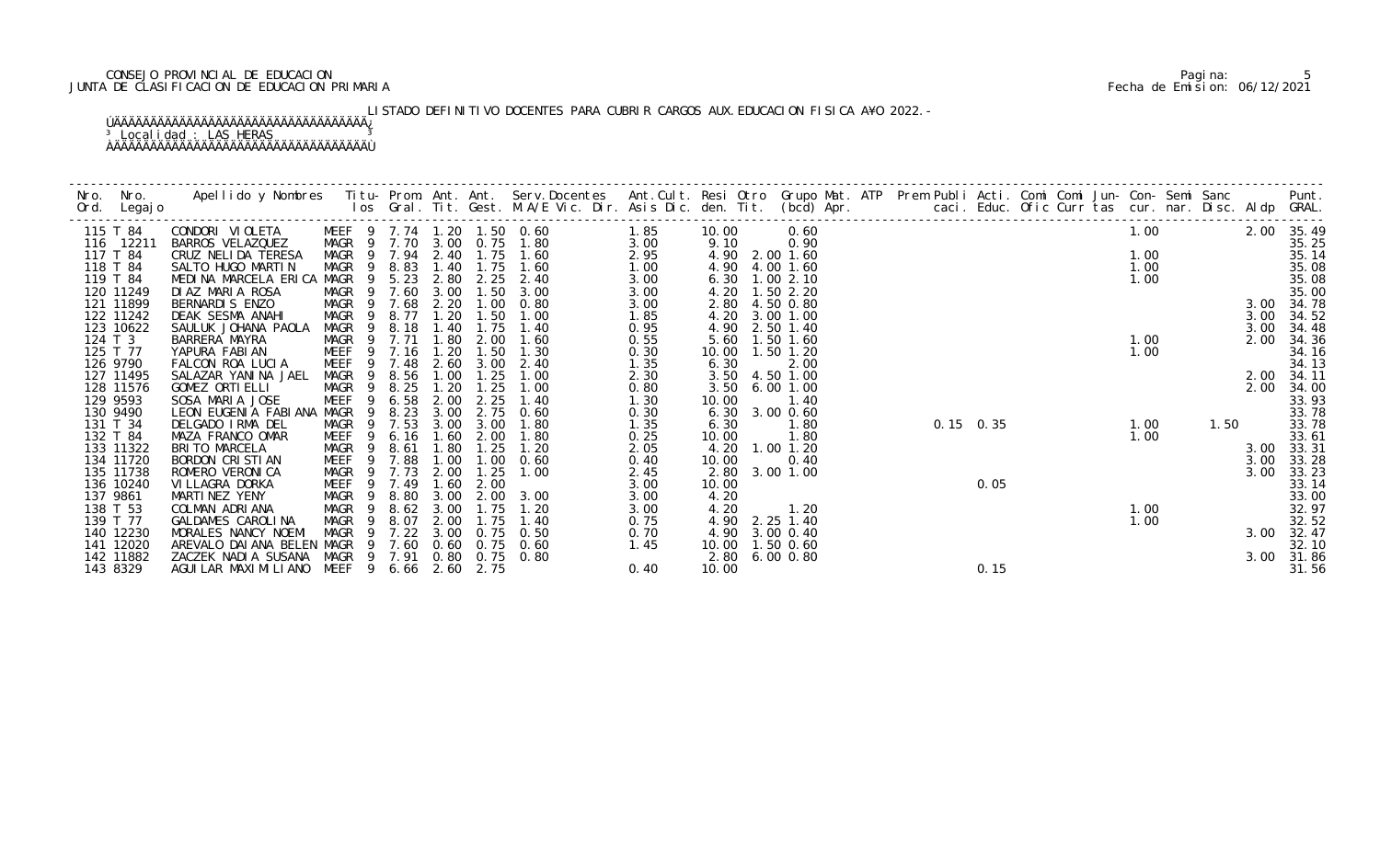CONSEJO PROVINCIAL DE EDUCACION
JUNTA DE CLASIFICACION DE EDUCACION PRIMARIA

LISTADO DEFINITIVO DOCENTES PARA CUBRIR CARGOS AUX.EDUCACION FISICA A¥O 2022.-

Localidad : LAS HERAS

| Nro. Ord. | Nro. Legajo | Apellido y Nombres | Titu-los | Prom. Gral. | Ant. Tit. | Ant. Gest. | Serv.Docentes M.A/E Vic. Dir. | Ant.Cult. Asis Dic. | Resi den. | Otro Tit. | Grupo Mat. (bcd) | ATP Apr. | Prem caci. | Publi Educ. | Acti. Ofic | Comi Curr | Comi tas | Jun- cur. | Con- nar. | Semi Disc. | Sanc Aldp | Punt. GRAL. |
|---|---|---|---|---|---|---|---|---|---|---|---|---|---|---|---|---|---|---|---|---|---|---|
| 115 | T 84 | CONDORI VIOLETA | MEEF 9 | 7.74 | 1.20 | 1.50 | 0.60 | 1.85 | 10.00 | | 0.60 | | | | | | | 1.00 | | | 2.00 | 35.49 |
| 116 | 12211 | BARROS VELAZQUEZ | MAGR 9 | 7.70 | 3.00 | 0.75 | 1.80 | 3.00 | 9.10 | | 0.90 | | | | | | | | | | | 35.25 |
| 117 | T 84 | CRUZ NELIDA TERESA | MAGR 9 | 7.94 | 2.40 | 1.75 | 1.60 | 2.95 | 4.90 | 2.00 | 1.60 | | | | | | | 1.00 | | | | 35.14 |
| 118 | T 84 | SALTO HUGO MARTIN | MAGR 9 | 8.83 | 1.40 | 1.75 | 1.60 | 1.00 | 4.90 | 4.00 | 1.60 | | | | | | | 1.00 | | | | 35.08 |
| 119 | T 84 | MEDINA MARCELA ERICA | MAGR 9 | 5.23 | 2.80 | 2.25 | 2.40 | 3.00 | 6.30 | 1.00 | 2.10 | | | | | | | 1.00 | | | | 35.08 |
| 120 | 11249 | DIAZ MARIA ROSA | MAGR 9 | 7.60 | 3.00 | 1.50 | 3.00 | 3.00 | 4.20 | 1.50 | 2.20 | | | | | | | | | | | 35.00 |
| 121 | 11899 | BERNARDIS ENZO | MAGR 9 | 7.68 | 2.20 | 1.00 | 0.80 | 3.00 | 2.80 | 4.50 | 0.80 | | | | | | | | | | 3.00 | 34.78 |
| 122 | 11242 | DEAK SESMA ANAHI | MAGR 9 | 8.77 | 1.20 | 1.50 | 1.00 | 1.85 | 4.20 | 3.00 | 1.00 | | | | | | | | | | 3.00 | 34.52 |
| 123 | 10622 | SAULUK JOHANA PAOLA | MAGR 9 | 8.18 | 1.40 | 1.75 | 1.40 | 0.95 | 4.90 | 2.50 | 1.40 | | | | | | | | | | 3.00 | 34.48 |
| 124 | T 3 | BARRERA MAYRA | MAGR 9 | 7.71 | 1.80 | 2.00 | 1.60 | 0.55 | 5.60 | 1.50 | 1.60 | | | | | | | 1.00 | | | 2.00 | 34.36 |
| 125 | T 77 | YAPURA FABIAN | MEEF 9 | 7.16 | 1.20 | 1.50 | 1.30 | 0.30 | 10.00 | 1.50 | 1.20 | | | | | | | 1.00 | | | | 34.16 |
| 126 | 9790 | FALCON ROA LUCIA | MEEF 9 | 7.48 | 2.60 | 3.00 | 2.40 | 1.35 | 6.30 | | 2.00 | | | | | | | | | | | 34.13 |
| 127 | 11495 | SALAZAR YANINA JAEL | MAGR 9 | 8.56 | 1.00 | 1.25 | 1.00 | 2.30 | 3.50 | 4.50 | 1.00 | | | | | | | | | | 2.00 | 34.11 |
| 128 | 11576 | GOMEZ ORTIELLI | MAGR 9 | 8.25 | 1.20 | 1.25 | 1.00 | 0.80 | 3.50 | 6.00 | 1.00 | | | | | | | | | | 2.00 | 34.00 |
| 129 | 9593 | SOSA MARIA JOSE | MEEF 9 | 6.58 | 2.00 | 2.25 | 1.40 | 1.30 | 10.00 | | 1.40 | | | | | | | | | | | 33.93 |
| 130 | 9490 | LEON EUGENIA FABIANA | MAGR 9 | 8.23 | 3.00 | 2.75 | 0.60 | 0.30 | 6.30 | 3.00 | 0.60 | | | | | | | | | | | 33.78 |
| 131 | T 34 | DELGADO IRMA DEL | MAGR 9 | 7.53 | 3.00 | 3.00 | 1.80 | 1.35 | 6.30 | | 1.80 | | 0.15 | 0.35 | | | | 1.00 | | 1.50 | | 33.78 |
| 132 | T 84 | MAZA FRANCO OMAR | MEEF 9 | 6.16 | 1.60 | 2.00 | 1.80 | 0.25 | 10.00 | | 1.80 | | | | | | | 1.00 | | | | 33.61 |
| 133 | 11322 | BRITO MARCELA | MAGR 9 | 8.61 | 1.80 | 1.25 | 1.20 | 2.05 | 4.20 | 1.00 | 1.20 | | | | | | | | | | 3.00 | 33.31 |
| 134 | 11720 | BORDON CRISTIAN | MEEF 9 | 7.88 | 1.00 | 1.00 | 0.60 | 0.40 | 10.00 | | 0.40 | | | | | | | | | | 3.00 | 33.28 |
| 135 | 11738 | ROMERO VERONICA | MAGR 9 | 7.73 | 2.00 | 1.25 | 1.00 | 2.45 | 2.80 | 3.00 | 1.00 | | | | | | | | | | 3.00 | 33.23 |
| 136 | 10240 | VILLAGRA DORKA | MEEF 9 | 7.49 | 1.60 | 2.00 | | 3.00 | 10.00 | | | | | 0.05 | | | | | | | | 33.14 |
| 137 | 9861 | MARTINEZ YENY | MAGR 9 | 8.80 | 3.00 | 2.00 | 3.00 | 3.00 | 4.20 | | | | | | | | | | | | | 33.00 |
| 138 | T 53 | COLMAN ADRIANA | MAGR 9 | 8.62 | 3.00 | 1.75 | 1.20 | 3.00 | 4.20 | | 1.20 | | | | | | | 1.00 | | | | 32.97 |
| 139 | T 77 | GALDAMES CAROLINA | MAGR 9 | 8.07 | 2.00 | 1.75 | 1.40 | 0.75 | 4.90 | 2.25 | 1.40 | | | | | | | 1.00 | | | | 32.52 |
| 140 | 12230 | MORALES NANCY NOEMI | MAGR 9 | 7.22 | 3.00 | 0.75 | 0.50 | 0.70 | 4.90 | 3.00 | 0.40 | | | | | | | | | | 3.00 | 32.47 |
| 141 | 12020 | AREVALO DAIANA BELEN | MAGR 9 | 7.60 | 0.60 | 0.75 | 0.60 | 1.45 | 10.00 | 1.50 | 0.60 | | | | | | | | | | | 32.10 |
| 142 | 11882 | ZACZEK NADIA SUSANA | MAGR 9 | 7.91 | 0.80 | 0.75 | 0.80 | | 2.80 | 6.00 | 0.80 | | | | | | | | | | 3.00 | 31.86 |
| 143 | 8329 | AGUILAR MAXIMILIANO | MEEF 9 | 6.66 | 2.60 | 2.75 | | 0.40 | 10.00 | | | | | 0.15 | | | | | | | | 31.56 |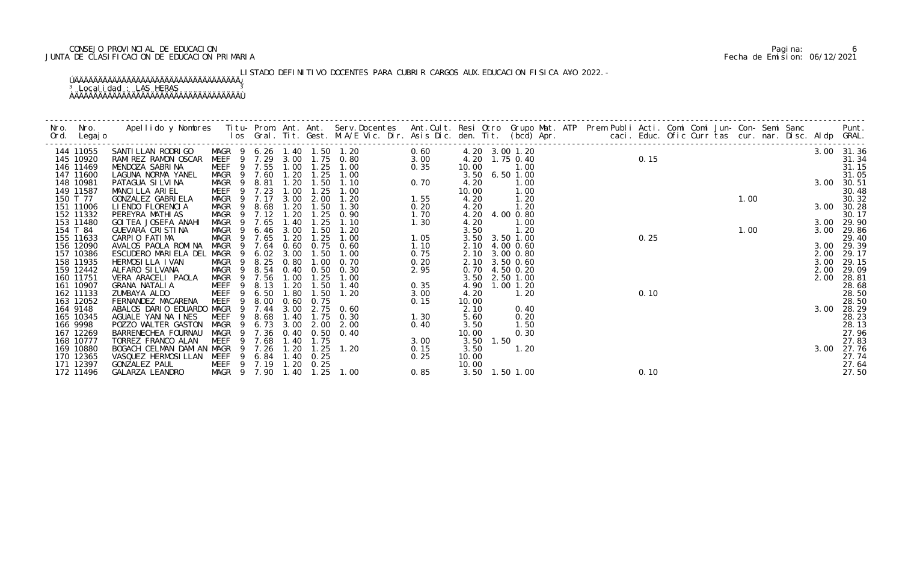CONSEJO PROVINCIAL DE EDUCACION
JUNTA DE CLASIFICACION DE EDUCACION PRIMARIA

LISTADO DEFINITIVO DOCENTES PARA CUBRIR CARGOS AUX.EDUCACION FISICA AÑO 2022.-

Localidad : LAS HERAS

| Nro. Ord. | Nro. Legajo | Apellido y Nombres | Titu- los | Prom. Gral. | Ant. Tit. | Ant. Gest. | Serv.Docentes M.A/E Vic. Dir. | Ant.Cult. Asis Dic. | Resi den. | Otro Tit. | Grupo Mat. (bcd) | ATP Apr. | Prem Publi caci. | Acti. Educ. | Comi Ofic | Comi Curr | Jun- tas | Con- cur. | Semi nar. | Sanc Disc. | Aldp | Punt. GRAL. |
|---|---|---|---|---|---|---|---|---|---|---|---|---|---|---|---|---|---|---|---|---|---|---|
| 144 | 11055 | SANTILLAN RODRIGO | MAGR 9 | 6.26 | 1.40 | 1.50 | 1.20 | 0.60 | 4.20 | 3.00 | 1.20 | | | | | | | | | | 3.00 | 31.36 |
| 145 | 10920 | RAMIREZ RAMON OSCAR | MEEF 9 | 7.29 | 3.00 | 1.75 | 0.80 | 3.00 | 4.20 | 1.75 | 0.40 | | | 0.15 | | | | | | | | 31.34 |
| 146 | 11469 | MENDOZA SABRINA | MEEF 9 | 7.55 | 1.00 | 1.25 | 1.00 | 0.35 | 10.00 | | 1.00 | | | | | | | | | | | 31.15 |
| 147 | 11600 | LAGUNA NORMA YANEL | MAGR 9 | 7.60 | 1.20 | 1.25 | 1.00 | | 3.50 | 6.50 | 1.00 | | | | | | | | | | | 31.05 |
| 148 | 10981 | PATAGUA SILVINA | MAGR 9 | 8.81 | 1.20 | 1.50 | 1.10 | 0.70 | 4.20 | | 1.00 | | | | | | | | | | 3.00 | 30.51 |
| 149 | 11587 | MANCILLA ARIEL | MEEF 9 | 7.23 | 1.00 | 1.25 | 1.00 | | 10.00 | | 1.00 | | | | | | | | | | | 30.48 |
| 150 | T 77 | GONZALEZ GABRIELA | MAGR 9 | 7.17 | 3.00 | 2.00 | 1.20 | 1.55 | 4.20 | | 1.20 | | | | | | 1.00 | | | | | 30.32 |
| 151 | 11006 | LIENDO FLORENCIA | MAGR 9 | 8.68 | 1.20 | 1.50 | 1.30 | 0.20 | 4.20 | | 1.20 | | | | | | | | | | 3.00 | 30.28 |
| 152 | 11332 | PEREYRA MATHIAS | MAGR 9 | 7.12 | 1.20 | 1.25 | 0.90 | 1.70 | 4.20 | 4.00 | 0.80 | | | | | | | | | | | 30.17 |
| 153 | 11480 | GOITEA JOSEFA ANAHI | MAGR 9 | 7.65 | 1.40 | 1.25 | 1.10 | 1.30 | 4.20 | | 1.00 | | | | | | | | | | 3.00 | 29.90 |
| 154 | T 84 | GUEVARA CRISTINA | MAGR 9 | 6.46 | 3.00 | 1.50 | 1.20 | | 3.50 | | 1.20 | | | | | | 1.00 | | | | 3.00 | 29.86 |
| 155 | 11633 | CARPIO FATIMA | MAGR 9 | 7.65 | 1.20 | 1.25 | 1.00 | 1.05 | 3.50 | 3.50 | 1.00 | | | 0.25 | | | | | | | | 29.40 |
| 156 | 12090 | AVALOS PAOLA ROMINA | MAGR 9 | 7.64 | 0.60 | 0.75 | 0.60 | 1.10 | 2.10 | 4.00 | 0.60 | | | | | | | | | | 3.00 | 29.39 |
| 157 | 10386 | ESCUDERO MARIELA DEL | MAGR 9 | 6.02 | 3.00 | 1.50 | 1.00 | 0.75 | 2.10 | 3.00 | 0.80 | | | | | | | | | | 2.00 | 29.17 |
| 158 | 11935 | HERMOSILLA IVAN | MAGR 9 | 8.25 | 0.80 | 1.00 | 0.70 | 0.20 | 2.10 | 3.50 | 0.60 | | | | | | | | | | 3.00 | 29.15 |
| 159 | 12442 | ALFARO SILVANA | MAGR 9 | 8.54 | 0.40 | 0.50 | 0.30 | 2.95 | 0.70 | 4.50 | 0.20 | | | | | | | | | | 2.00 | 29.09 |
| 160 | 11751 | VERA ARACELI PAOLA | MAGR 9 | 7.56 | 1.00 | 1.25 | 1.00 | | 3.50 | 2.50 | 1.00 | | | | | | | | | | 2.00 | 28.81 |
| 161 | 10907 | GRANA NATALIA | MEEF 9 | 8.13 | 1.20 | 1.50 | 1.40 | 0.35 | 4.90 | 1.00 | 1.20 | | | | | | | | | | | 28.68 |
| 162 | 11133 | ZUMBAYA ALDO | MEEF 9 | 6.50 | 1.80 | 1.50 | 1.20 | 3.00 | 4.20 | | 1.20 | | | 0.10 | | | | | | | | 28.50 |
| 163 | 12052 | FERNANDEZ MACARENA | MEEF 9 | 8.00 | 0.60 | 0.75 | | 0.15 | 10.00 | | | | | | | | | | | | | 28.50 |
| 164 | 9148 | ABALOS DARIO EDUARDO | MAGR 9 | 7.44 | 3.00 | 2.75 | 0.60 | | 2.10 | | 0.40 | | | | | | | | | | 3.00 | 28.29 |
| 165 | 10345 | AGUALE YANINA INES | MEEF 9 | 8.68 | 1.40 | 1.75 | 0.30 | 1.30 | 5.60 | | 0.20 | | | | | | | | | | | 28.23 |
| 166 | 9998 | POZZO WALTER GASTON | MAGR 9 | 6.73 | 3.00 | 2.00 | 2.00 | 0.40 | 3.50 | | 1.50 | | | | | | | | | | | 28.13 |
| 167 | 12269 | BARRENECHEA FOURNAU | MAGR 9 | 7.36 | 0.40 | 0.50 | 0.40 | | 10.00 | | 0.30 | | | | | | | | | | | 27.96 |
| 168 | 10777 | TORREZ FRANCO ALAN | MEEF 9 | 7.68 | 1.40 | 1.75 | | 3.00 | 3.50 | 1.50 | | | | | | | | | | | | 27.83 |
| 169 | 10880 | BOGACH CELMAN DAMIAN | MAGR 9 | 7.26 | 1.20 | 1.25 | 1.20 | 0.15 | 3.50 | | 1.20 | | | | | | | | | | 3.00 | 27.76 |
| 170 | 12365 | VASQUEZ HERMOSILLAN | MEEF 9 | 6.84 | 1.40 | 0.25 | | 0.25 | 10.00 | | | | | | | | | | | | | 27.74 |
| 171 | 12397 | GONZALEZ PAUL | MEEF 9 | 7.19 | 1.20 | 0.25 | | | 10.00 | | | | | | | | | | | | | 27.64 |
| 172 | 11496 | GALARZA LEANDRO | MAGR 9 | 7.90 | 1.40 | 1.25 | 1.00 | 0.85 | 3.50 | 1.50 | 1.00 | | | 0.10 | | | | | | | | 27.50 |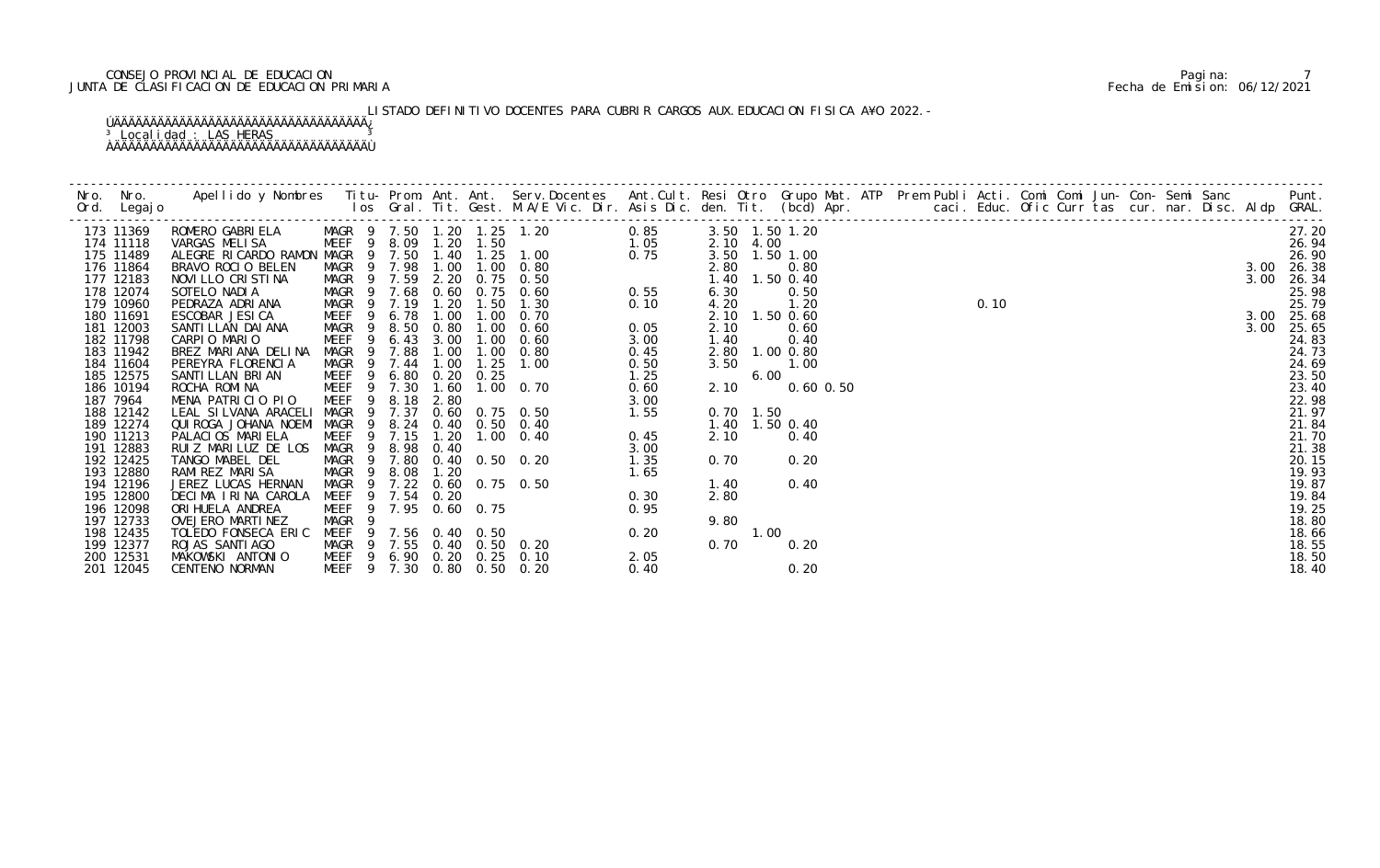CONSEJO PROVINCIAL DE EDUCACION
JUNTA DE CLASIFICACION DE EDUCACION PRIMARIA

LISTADO DEFINITIVO DOCENTES PARA CUBRIR CARGOS AUX.EDUCACION FISICA AÑO 2022.-

Localidad : LAS HERAS

| Nro. Ord. | Nro. Legajo | Apellido y Nombres | Titu- los | Prom. Gral. | Ant. Tit. | Ant. Gest. | Serv.Docentes M.A/E Vic. Dir. | Ant.Cult. Asis Dic. | Resi den. | Otro Tit. | Grupo (bcd) | Mat. Apr. | ATP | Prem | Publi caci. | Acti. Educ. | Comi Ofic | Comi Curr | Jun- tas | Con- cur. | Semi nar. | Sanc Disc. | Aldp | Punt. GRAL. |
|---|---|---|---|---|---|---|---|---|---|---|---|---|---|---|---|---|---|---|---|---|---|---|---|---|
| 173 | 11369 | ROMERO GABRIELA | MAGR 9 | 7.50 | 1.20 | 1.25 | 1.20 | 0.85 | 3.50 | 1.50 | 1.20 | | | | | | | | | | | | | 27.20 |
| 174 | 11118 | VARGAS MELISA | MEEF 9 | 8.09 | 1.20 | 1.50 | | 1.05 | 2.10 | 4.00 | | | | | | | | | | | | | | 26.94 |
| 175 | 11489 | ALEGRE RICARDO RAMON | MAGR 9 | 7.50 | 1.40 | 1.25 | 1.00 | 0.75 | 3.50 | 1.50 | 1.00 | | | | | | | | | | | | | 26.90 |
| 176 | 11864 | BRAVO ROCIO BELEN | MAGR 9 | 7.98 | 1.00 | 1.00 | 0.80 | | 2.80 | | 0.80 | | | | | | | | | | | | 3.00 | 26.38 |
| 177 | 12183 | NOVILLO CRISTINA | MAGR 9 | 7.59 | 2.20 | 0.75 | 0.50 | | 1.40 | 1.50 | 0.40 | | | | | | | | | | | | 3.00 | 26.34 |
| 178 | 12074 | SOTELO NADIA | MAGR 9 | 7.68 | 0.60 | 0.75 | 0.60 | 0.55 | 6.30 | | 0.50 | | | | | | | | | | | | | 25.98 |
| 179 | 10960 | PEDRAZA ADRIANA | MAGR 9 | 7.19 | 1.20 | 1.50 | 1.30 | 0.10 | 4.20 | | 1.20 | | | | | 0.10 | | | | | | | | 25.79 |
| 180 | 11691 | ESCOBAR JESICA | MEEF 9 | 6.78 | 1.00 | 1.00 | 0.70 | | 2.10 | 1.50 | 0.60 | | | | | | | | | | | | 3.00 | 25.68 |
| 181 | 12003 | SANTILLAN DAIANA | MAGR 9 | 8.50 | 0.80 | 1.00 | 0.60 | 0.05 | 2.10 | | 0.60 | | | | | | | | | | | | 3.00 | 25.65 |
| 182 | 11798 | CARPIO MARIO | MEEF 9 | 6.43 | 3.00 | 1.00 | 0.60 | 3.00 | 1.40 | | 0.40 | | | | | | | | | | | | | 24.83 |
| 183 | 11942 | BREZ MARIANA DELINA | MAGR 9 | 7.88 | 1.00 | 1.00 | 0.80 | 0.45 | 2.80 | 1.00 | 0.80 | | | | | | | | | | | | | 24.73 |
| 184 | 11604 | PEREYRA FLORENCIA | MAGR 9 | 7.44 | 1.00 | 1.25 | 1.00 | 0.50 | 3.50 | | 1.00 | | | | | | | | | | | | | 24.69 |
| 185 | 12575 | SANTILLAN BRIAN | MEEF 9 | 6.80 | 0.20 | 0.25 | | 1.25 | | 6.00 | | | | | | | | | | | | | | 23.50 |
| 186 | 10194 | ROCHA ROMINA | MEEF 9 | 7.30 | 1.60 | 1.00 | 0.70 | 0.60 | 2.10 | | 0.60 | 0.50 | | | | | | | | | | | | 23.40 |
| 187 | 7964 | MENA PATRICIO PIO | MEEF 9 | 8.18 | 2.80 | | | 3.00 | | | | | | | | | | | | | | | | 22.98 |
| 188 | 12142 | LEAL SILVANA ARACELI | MAGR 9 | 7.37 | 0.60 | 0.75 | 0.50 | 1.55 | 0.70 | 1.50 | | | | | | | | | | | | | | 21.97 |
| 189 | 12274 | QUIROGA JOHANA NOEMI | MAGR 9 | 8.24 | 0.40 | 0.50 | 0.40 | | 1.40 | 1.50 | 0.40 | | | | | | | | | | | | | 21.84 |
| 190 | 11213 | PALACIOS MARIELA | MEEF 9 | 7.15 | 1.20 | 1.00 | 0.40 | 0.45 | 2.10 | | 0.40 | | | | | | | | | | | | | 21.70 |
| 191 | 12883 | RUIZ MARILUZ DE LOS | MAGR 9 | 8.98 | 0.40 | | | 3.00 | | | | | | | | | | | | | | | | 21.38 |
| 192 | 12425 | TANGO MABEL DEL | MAGR 9 | 7.80 | 0.40 | 0.50 | 0.20 | 1.35 | 0.70 | | 0.20 | | | | | | | | | | | | | 20.15 |
| 193 | 12880 | RAMIREZ MARISA | MAGR 9 | 8.08 | 1.20 | | | 1.65 | | | | | | | | | | | | | | | | 19.93 |
| 194 | 12196 | JEREZ LUCAS HERNAN | MAGR 9 | 7.22 | 0.60 | 0.75 | 0.50 | | 1.40 | | 0.40 | | | | | | | | | | | | | 19.87 |
| 195 | 12800 | DECIMA IRINA CAROLA | MEEF 9 | 7.54 | 0.20 | | | 0.30 | 2.80 | | | | | | | | | | | | | | | 19.84 |
| 196 | 12098 | ORIHUELA ANDREA | MEEF 9 | 7.95 | 0.60 | 0.75 | | 0.95 | | | | | | | | | | | | | | | | 19.25 |
| 197 | 12733 | OVEJERO MARTINEZ | MAGR 9 | | | | | | 9.80 | | | | | | | | | | | | | | | 18.80 |
| 198 | 12435 | TOLEDO FONSECA ERIC | MEEF 9 | 7.56 | 0.40 | 0.50 | | 0.20 | | 1.00 | | | | | | | | | | | | | | 18.66 |
| 199 | 12377 | ROJAS SANTIAGO | MAGR 9 | 7.55 | 0.40 | 0.50 | 0.20 | | 0.70 | | 0.20 | | | | | | | | | | | | | 18.55 |
| 200 | 12531 | MAKOWSKI ANTONIO | MEEF 9 | 6.90 | 0.20 | 0.25 | 0.10 | 2.05 | | | | | | | | | | | | | | | | 18.50 |
| 201 | 12045 | CENTENO NORMAN | MEEF 9 | 7.30 | 0.80 | 0.50 | 0.20 | 0.40 | | | 0.20 | | | | | | | | | | | | | 18.40 |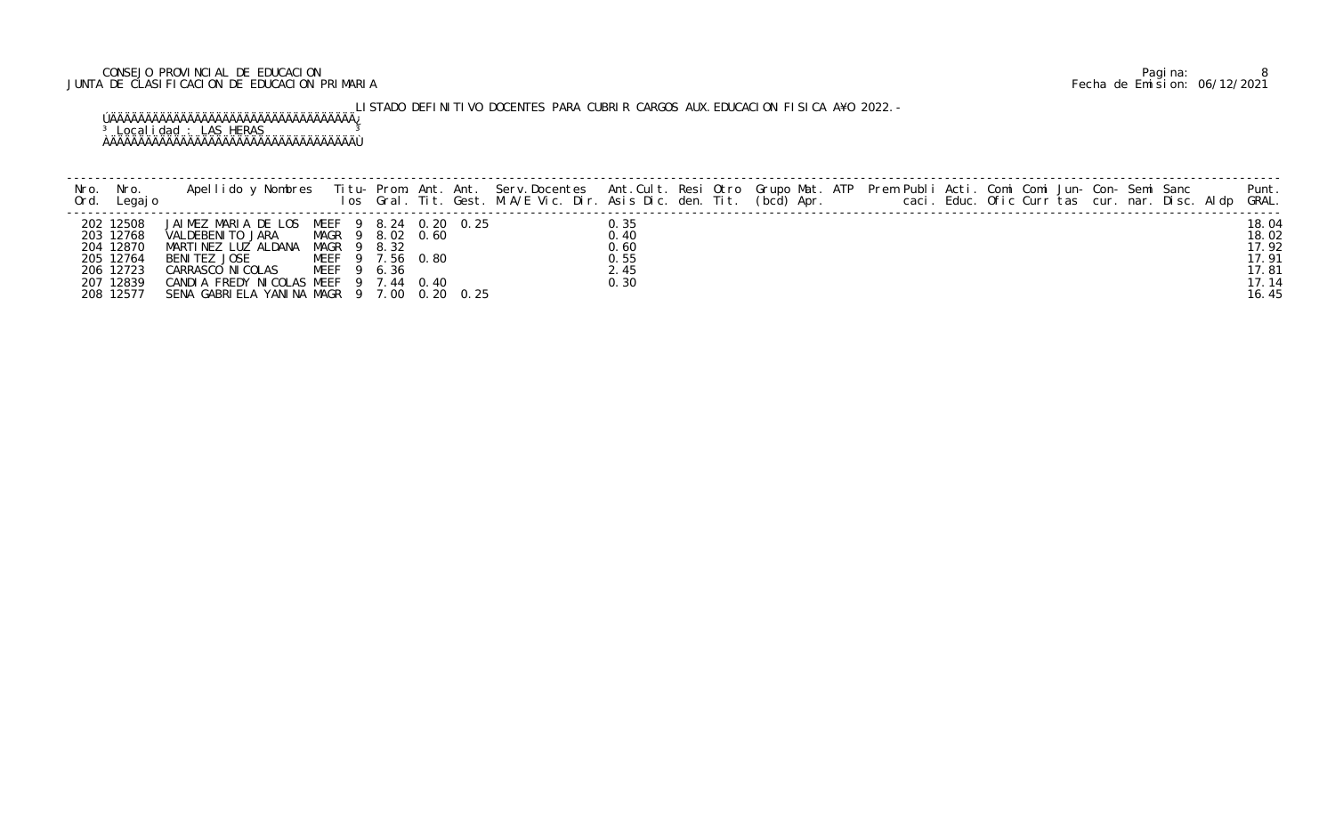CONSEJO PROVINCIAL DE EDUCACION
JUNTA DE CLASIFICACION DE EDUCACION PRIMARIA

Pagina: 8
Fecha de Emision: 06/12/2021

LISTADO DEFINITIVO DOCENTES PARA CUBRIR CARGOS AUX.EDUCACION FISICA A¥O 2022.-

Localidad : LAS HERAS

| Nro. Ord. | Nro. Legajo | Apellido y Nombres | Titulos | | Prom. Gral. | Ant. Tit. | Ant. Gest. | Serv.Docentes M.A/E Vic. Dir. | Ant.Cult. Asis Dic. | Resi den. | Otro Tit. | Grupo Mat. (bcd) Apr. | ATP | Prem | Publi caci. | Acti. Educ. | Comi Ofic | Comi Curr | Jun- tas | Con- cur. | Semi nar. | Sanc Disc. | Aldp | Punt. GRAL. |
|---|---|---|---|---|---|---|---|---|---|---|---|---|---|---|---|---|---|---|---|---|---|---|---|---|
| 202 | 12508 | JAIMEZ MARIA DE LOS | MEEF | 9 | 8.24 | 0.20 | 0.25 | | 0.35 | | | | | | | | | | | | | | | 18.04 |
| 203 | 12768 | VALDEBENITO JARA | MAGR | 9 | 8.02 | 0.60 | | | 0.40 | | | | | | | | | | | | | | | 18.02 |
| 204 | 12870 | MARTINEZ LUZ ALDANA | MAGR | 9 | 8.32 | | | | 0.60 | | | | | | | | | | | | | | | 17.92 |
| 205 | 12764 | BENITEZ JOSE | MEEF | 9 | 7.56 | 0.80 | | | 0.55 | | | | | | | | | | | | | | | 17.91 |
| 206 | 12723 | CARRASCO NICOLAS | MEEF | 9 | 6.36 | | | | 2.45 | | | | | | | | | | | | | | | 17.81 |
| 207 | 12839 | CANDIA FREDY NICOLAS | MEEF | 9 | 7.44 | 0.40 | | | 0.30 | | | | | | | | | | | | | | | 17.14 |
| 208 | 12577 | SENA GABRIELA YANINA | MAGR | 9 | 7.00 | 0.20 | 0.25 | | | | | | | | | | | | | | | | | 16.45 |